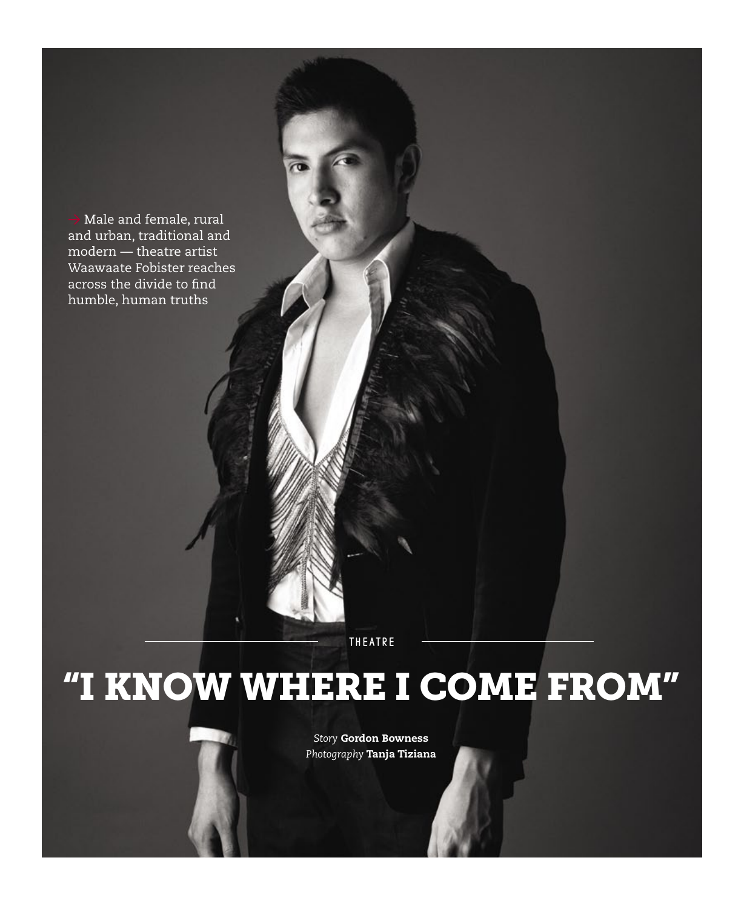→ Male and female, rural and urban, traditional and modern — theatre artist Waawaate Fobister reaches across the divide to find humble, human truths

THEATRE

# "I KNOW WHERE I COME FROM"

*Story* **Gordon Bowness**
*Photography* **Tanja Tiziana**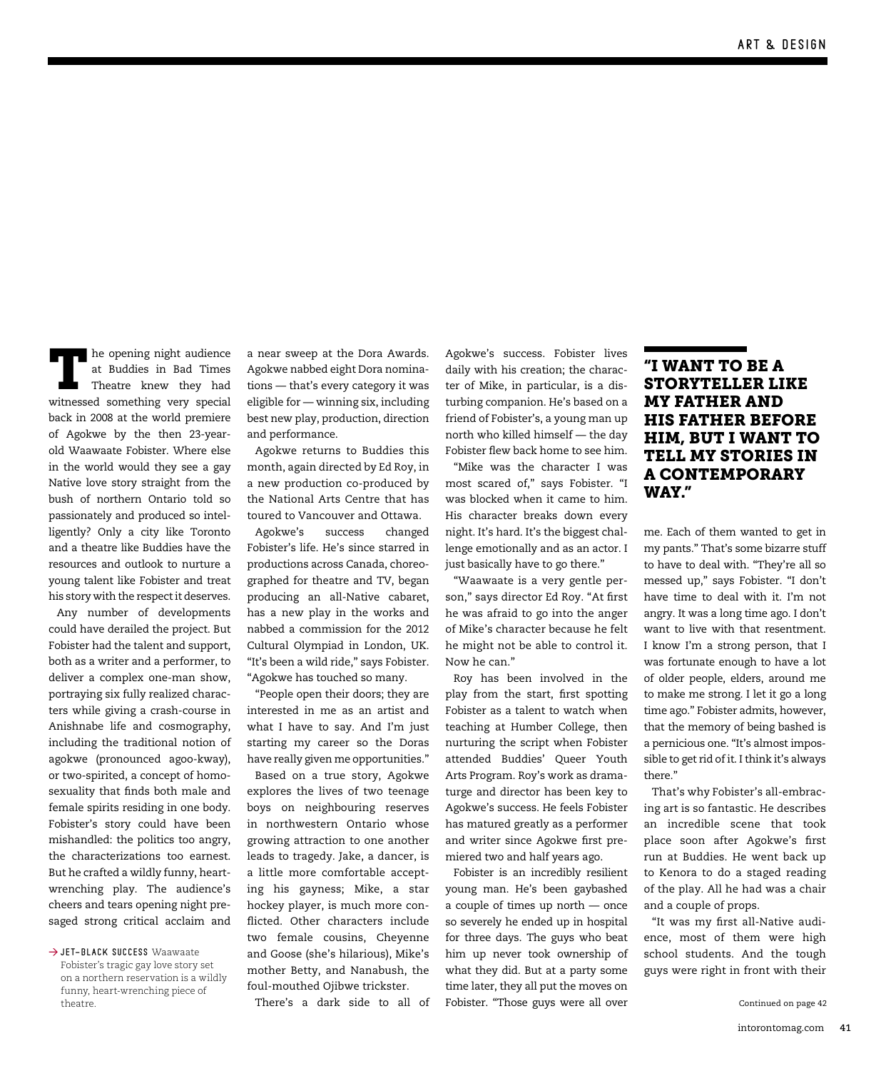The opening night audience at Buddies in Bad Times Theatre knew they had witnessed something very special back in 2008 at the world premiere of Agokwe by the then 23-year-old Waawaate Fobister. Where else in the world would they see a gay Native love story straight from the bush of northern Ontario told so passionately and produced so intelligently? Only a city like Toronto and a theatre like Buddies have the resources and outlook to nurture a young talent like Fobister and treat his story with the respect it deserves.

Any number of developments could have derailed the project. But Fobister had the talent and support, both as a writer and a performer, to deliver a complex one-man show, portraying six fully realized characters while giving a crash-course in Anishnabe life and cosmography, including the traditional notion of agokwe (pronounced agoo-kway), or two-spirited, a concept of homosexuality that finds both male and female spirits residing in one body. Fobister's story could have been mishandled: the politics too angry, the characterizations too earnest. But he crafted a wildly funny, heart-wrenching play. The audience's cheers and tears opening night presaged strong critical acclaim and a near sweep at the Dora Awards. Agokwe nabbed eight Dora nominations — that's every category it was eligible for — winning six, including best new play, production, direction and performance.

→ **JET-BLACK SUCCESS** Waawaate Fobister's tragic gay love story set on a northern reservation is a wildly funny, heart-wrenching piece of theatre.

Agokwe returns to Buddies this month, again directed by Ed Roy, in a new production co-produced by the National Arts Centre that has toured to Vancouver and Ottawa.

Agokwe's success changed Fobister's life. He's since starred in productions across Canada, choreographed for theatre and TV, began producing an all-Native cabaret, has a new play in the works and nabbed a commission for the 2012 Cultural Olympiad in London, UK. "It's been a wild ride," says Fobister. "Agokwe has touched so many.

"People open their doors; they are interested in me as an artist and what I have to say. And I'm just starting my career so the Doras have really given me opportunities."

Based on a true story, Agokwe explores the lives of two teenage boys on neighbouring reserves in northwestern Ontario whose growing attraction to one another leads to tragedy. Jake, a dancer, is a little more comfortable accepting his gayness; Mike, a star hockey player, is much more conflicted. Other characters include two female cousins, Cheyenne and Goose (she's hilarious), Mike's mother Betty, and Nanabush, the foul-mouthed Ojibwe trickster.

There's a dark side to all of Agokwe's success. Fobister lives daily with his creation; the character of Mike, in particular, is a disturbing companion. He's based on a friend of Fobister's, a young man up north who killed himself — the day Fobister flew back home to see him.

"Mike was the character I was most scared of," says Fobister. "I was blocked when it came to him. His character breaks down every night. It's hard. It's the biggest challenge emotionally and as an actor. I just basically have to go there."

"Waawaate is a very gentle person," says director Ed Roy. "At first he was afraid to go into the anger of Mike's character because he felt he might not be able to control it. Now he can."

Roy has been involved in the play from the start, first spotting Fobister as a talent to watch when teaching at Humber College, then nurturing the script when Fobister attended Buddies' Queer Youth Arts Program. Roy's work as dramaturge and director has been key to Agokwe's success. He feels Fobister has matured greatly as a performer and writer since Agokwe first premiered two and half years ago.

Fobister is an incredibly resilient young man. He's been gaybashed a couple of times up north — once so severely he ended up in hospital for three days. The guys who beat him up never took ownership of what they did. But at a party some time later, they all put the moves on Fobister. "Those guys were all over me. Each of them wanted to get in my pants." That's some bizarre stuff to have to deal with. "They're all so messed up," says Fobister. "I don't have time to deal with it. I'm not angry. It was a long time ago. I don't want to live with that resentment. I know I'm a strong person, that I was fortunate enough to have a lot of older people, elders, around me to make me strong. I let it go a long time ago." Fobister admits, however, that the memory of being bashed is a pernicious one. "It's almost impossible to get rid of it. I think it's always there."

## "I WANT TO BE A STORYTELLER LIKE MY FATHER AND HIS FATHER BEFORE HIM, BUT I WANT TO TELL MY STORIES IN A CONTEMPORARY WAY."

That's why Fobister's all-embracing art is so fantastic. He describes an incredible scene that took place soon after Agokwe's first run at Buddies. He went back up to Kenora to do a staged reading of the play. All he had was a chair and a couple of props.

"It was my first all-Native audience, most of them were high school students. And the tough guys were right in front with their

Continued on page 42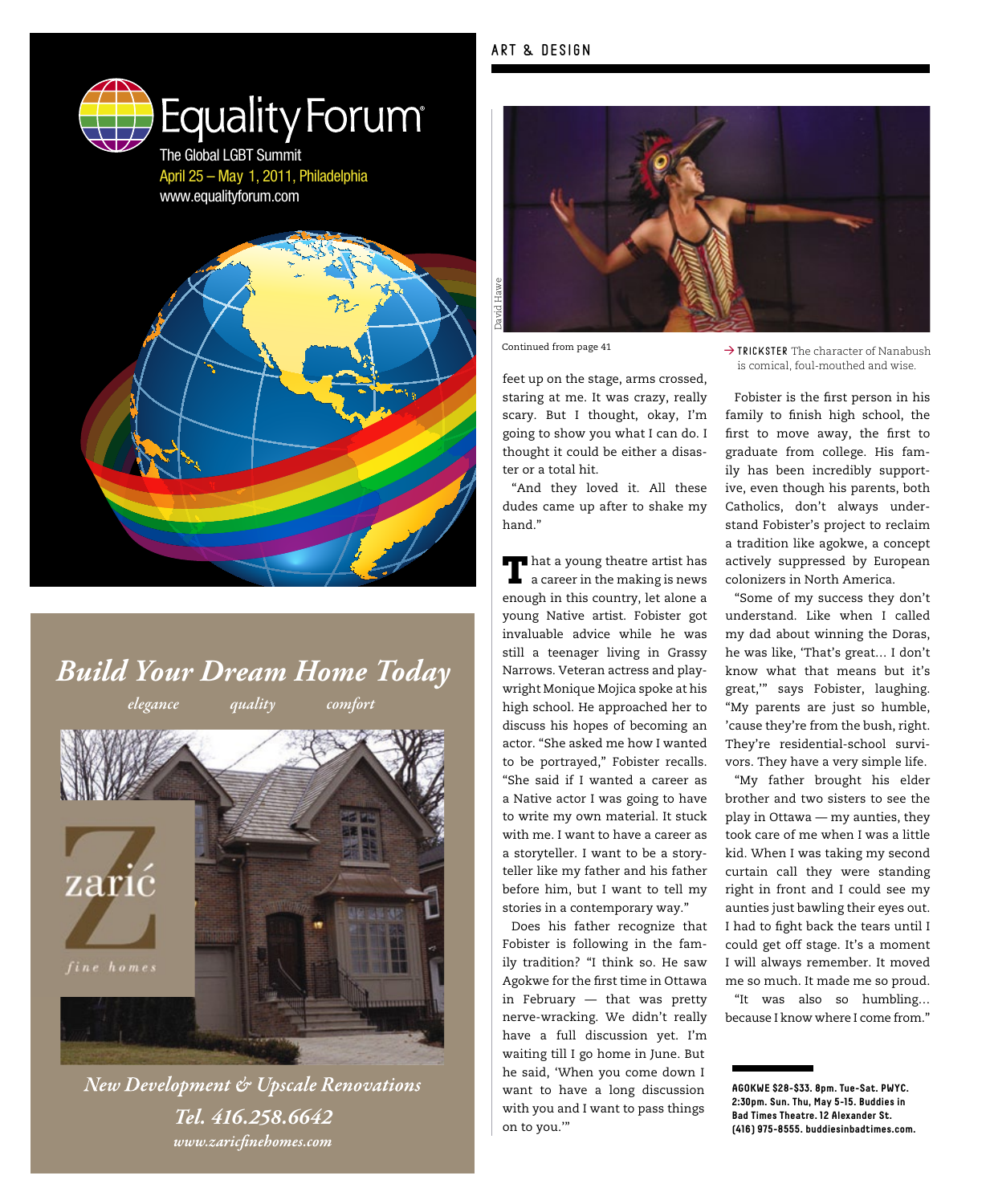Equality Forum

The Global LGBT Summit

April 25 – May 1, 2011, Philadelphia

www.equalityforum.com

## Build Your Dream Home Today

*elegance* *quality* *comfort*

zarić

*fine homes*

*New Development & Upscale Renovations*

*Tel. 416.258.6642*

*www.zaricfinehomes.com*

ART & DESIGN

David Hawe

→ TRICKSTER The character of Nanabush is comical, foul-mouthed and wise.

Continued from page 41

feet up on the stage, arms crossed, staring at me. It was crazy, really scary. But I thought, okay, I'm going to show you what I can do. I thought it could be either a disaster or a total hit.

"And they loved it. All these dudes came up after to shake my hand."

That a young theatre artist has a career in the making is news enough in this country, let alone a young Native artist. Fobister got invaluable advice while he was still a teenager living in Grassy Narrows. Veteran actress and playwright Monique Mojica spoke at his high school. He approached her to discuss his hopes of becoming an actor. "She asked me how I wanted to be portrayed," Fobister recalls. "She said if I wanted a career as a Native actor I was going to have to write my own material. It stuck with me. I want to have a career as a storyteller. I want to be a storyteller like my father and his father before him, but I want to tell my stories in a contemporary way."

Does his father recognize that Fobister is following in the family tradition? "I think so. He saw Agokwe for the first time in Ottawa in February — that was pretty nerve-wracking. We didn't really have a full discussion yet. I'm waiting till I go home in June. But he said, 'When you come down I want to have a long discussion with you and I want to pass things on to you.'"

Fobister is the first person in his family to finish high school, the first to move away, the first to graduate from college. His family has been incredibly supportive, even though his parents, both Catholics, don't always understand Fobister's project to reclaim a tradition like agokwe, a concept actively suppressed by European colonizers in North America.

"Some of my success they don't understand. Like when I called my dad about winning the Doras, he was like, 'That's great… I don't know what that means but it's great,'" says Fobister, laughing. "My parents are just so humble, 'cause they're from the bush, right. They're residential-school survivors. They have a very simple life.

"My father brought his elder brother and two sisters to see the play in Ottawa — my aunties, they took care of me when I was a little kid. When I was taking my second curtain call they were standing right in front and I could see my aunties just bawling their eyes out. I had to fight back the tears until I could get off stage. It's a moment I will always remember. It moved me so much. It made me so proud.

"It was also so humbling… because I know where I come from."

**AGOKWE $28-$33. 8pm. Tue-Sat. PWYC. 2:30pm. Sun. Thu, May 5-15. Buddies in Bad Times Theatre. 12 Alexander St. (416) 975-8555. buddiesinbadtimes.com.**